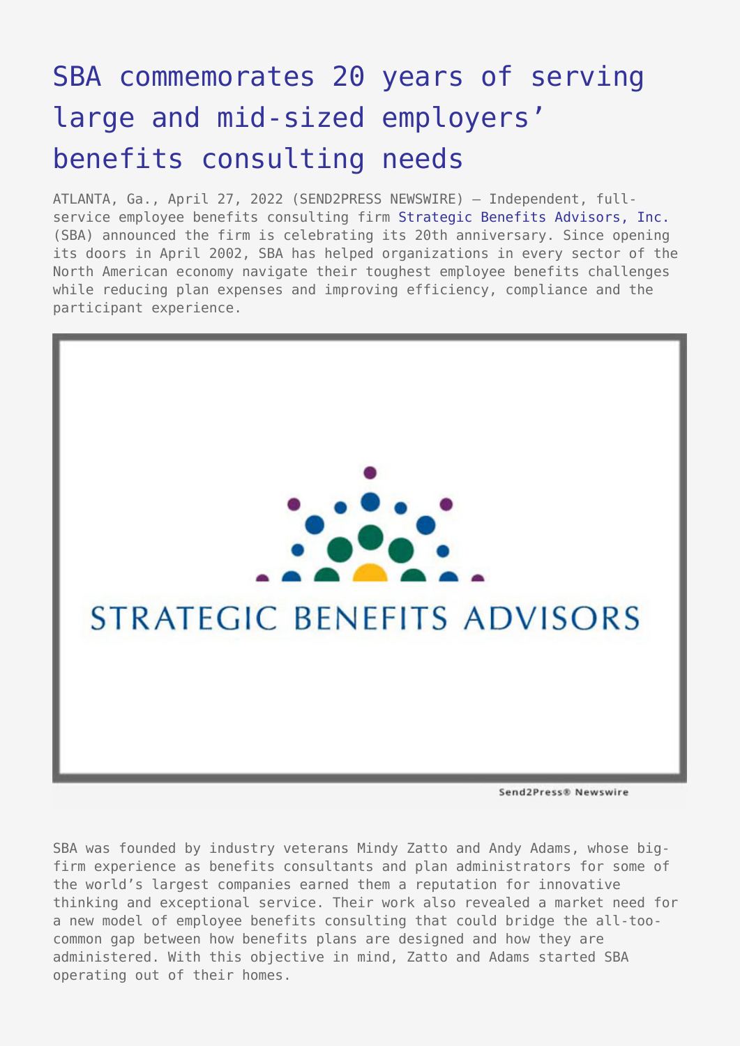# SBA commemorates 20 years of serving large and mid-sized employers' benefits consulting needs

ATLANTA, Ga., April 27, 2022 (SEND2PRESS NEWSWIRE) — Independent, full-service employee benefits consulting firm Strategic Benefits Advisors, Inc. (SBA) announced the firm is celebrating its 20th anniversary. Since opening its doors in April 2002, SBA has helped organizations in every sector of the North American economy navigate their toughest employee benefits challenges while reducing plan expenses and improving efficiency, compliance and the participant experience.

SBA was founded by industry veterans Mindy Zatto and Andy Adams, whose big-firm experience as benefits consultants and plan administrators for some of the world's largest companies earned them a reputation for innovative thinking and exceptional service. Their work also revealed a market need for a new model of employee benefits consulting that could bridge the all-too-common gap between how benefits plans are designed and how they are administered. With this objective in mind, Zatto and Adams started SBA operating out of their homes.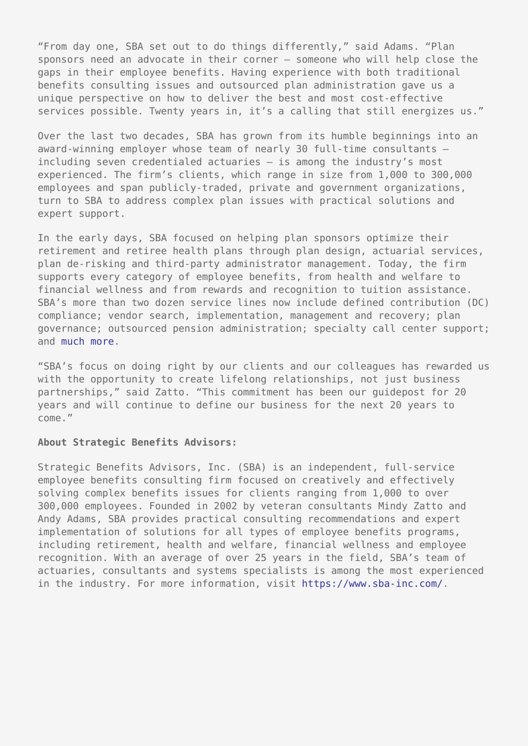"From day one, SBA set out to do things differently," said Adams. "Plan sponsors need an advocate in their corner – someone who will help close the gaps in their employee benefits. Having experience with both traditional benefits consulting issues and outsourced plan administration gave us a unique perspective on how to deliver the best and most cost-effective services possible. Twenty years in, it's a calling that still energizes us."

Over the last two decades, SBA has grown from its humble beginnings into an award-winning employer whose team of nearly 30 full-time consultants – including seven credentialed actuaries – is among the industry's most experienced. The firm's clients, which range in size from 1,000 to 300,000 employees and span publicly-traded, private and government organizations, turn to SBA to address complex plan issues with practical solutions and expert support.

In the early days, SBA focused on helping plan sponsors optimize their retirement and retiree health plans through plan design, actuarial services, plan de-risking and third-party administrator management. Today, the firm supports every category of employee benefits, from health and welfare to financial wellness and from rewards and recognition to tuition assistance. SBA's more than two dozen service lines now include defined contribution (DC) compliance; vendor search, implementation, management and recovery; plan governance; outsourced pension administration; specialty call center support; and much more.

"SBA's focus on doing right by our clients and our colleagues has rewarded us with the opportunity to create lifelong relationships, not just business partnerships," said Zatto. "This commitment has been our guidepost for 20 years and will continue to define our business for the next 20 years to come."

**About Strategic Benefits Advisors:**

Strategic Benefits Advisors, Inc. (SBA) is an independent, full-service employee benefits consulting firm focused on creatively and effectively solving complex benefits issues for clients ranging from 1,000 to over 300,000 employees. Founded in 2002 by veteran consultants Mindy Zatto and Andy Adams, SBA provides practical consulting recommendations and expert implementation of solutions for all types of employee benefits programs, including retirement, health and welfare, financial wellness and employee recognition. With an average of over 25 years in the field, SBA's team of actuaries, consultants and systems specialists is among the most experienced in the industry. For more information, visit https://www.sba-inc.com/.